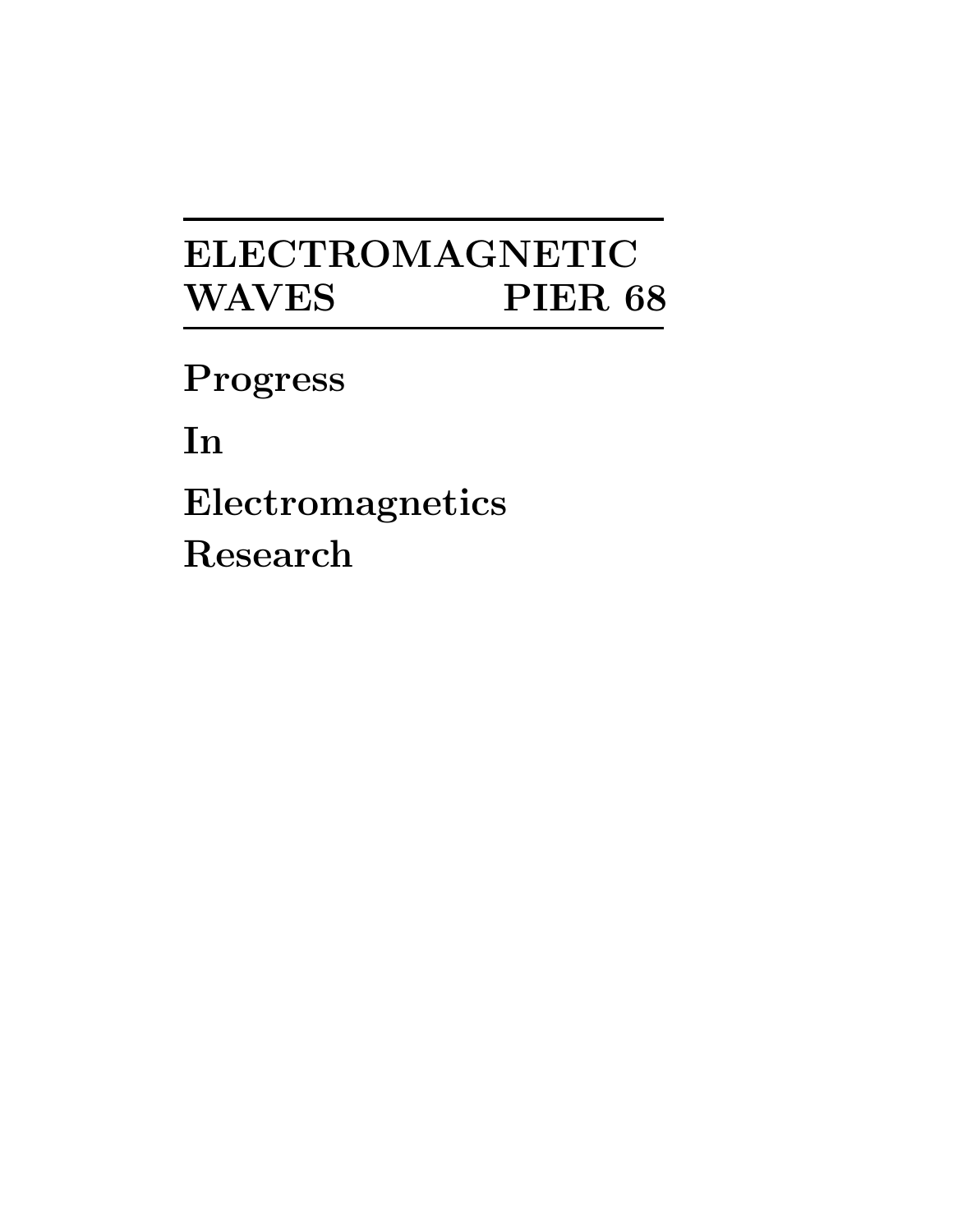# ELECTROMAGNETIC WAVES PIER 68

**Progress**

**In**

**Electromagnetics**

**Research**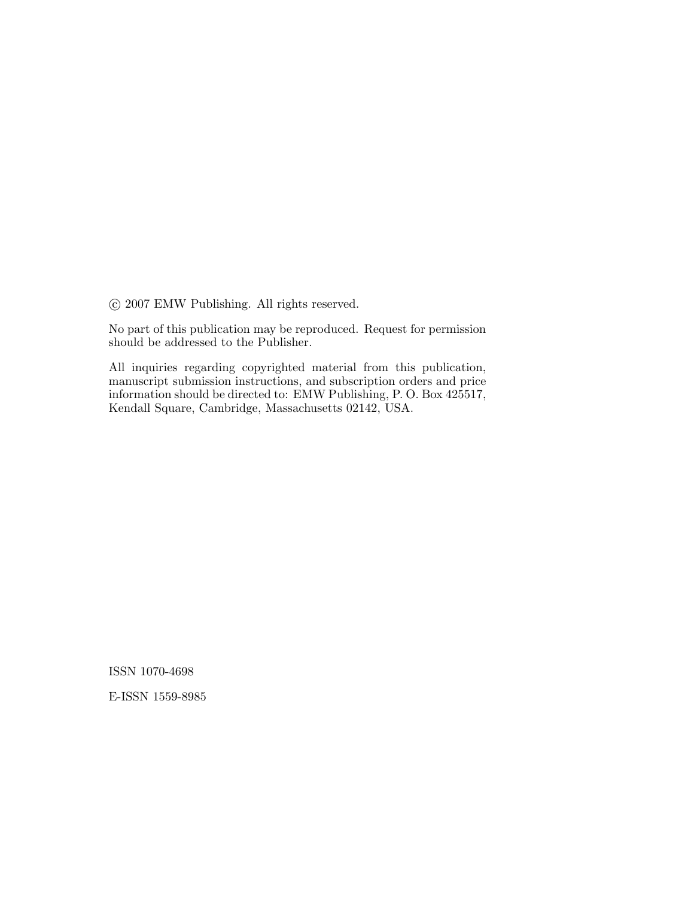© 2007 EMW Publishing. All rights reserved.

No part of this publication may be reproduced. Request for permission should be addressed to the Publisher.

All inquiries regarding copyrighted material from this publication, manuscript submission instructions, and subscription orders and price information should be directed to: EMW Publishing, P. O. Box 425517, Kendall Square, Cambridge, Massachusetts 02142, USA.

ISSN 1070-4698

E-ISSN 1559-8985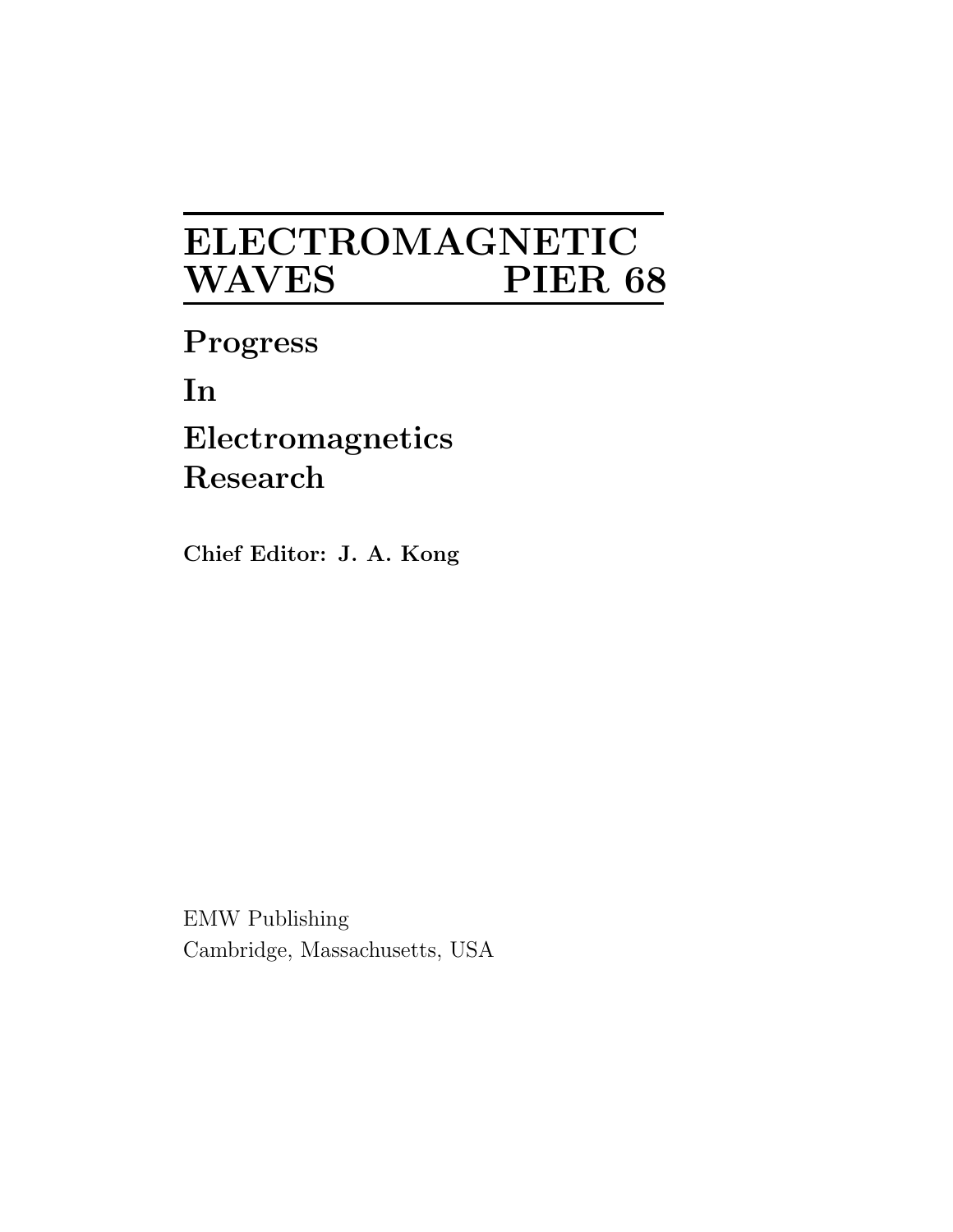# ELECTROMAGNETIC WAVES PIER 68

**Progress**

**In**

**Electromagnetics**
**Research**

**Chief Editor: J. A. Kong**

EMW Publishing
Cambridge, Massachusetts, USA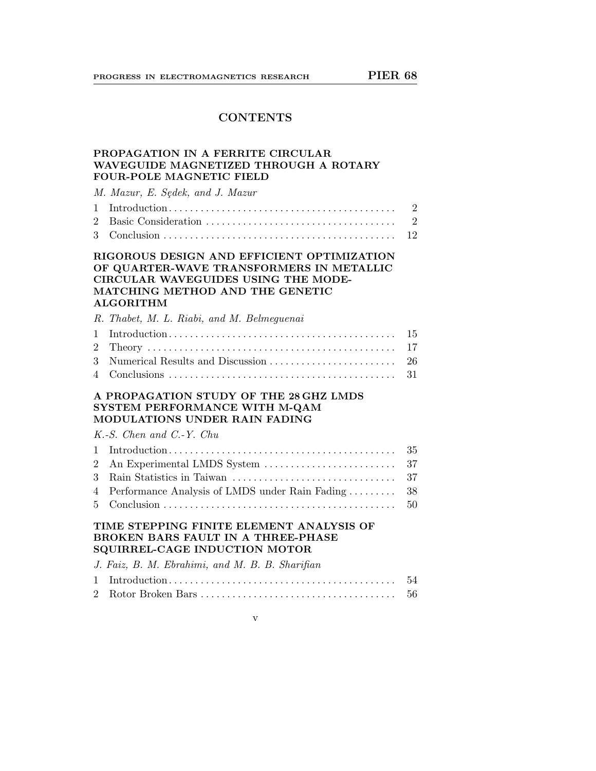# CONTENTS

## PROPAGATION IN A FERRITE CIRCULAR WAVEGUIDE MAGNETIZED THROUGH A ROTARY FOUR-POLE MAGNETIC FIELD

*M. Mazur, E. Sędek, and J. Mazur*

| | | |
|---|---|---|
| 1 | Introduction | 2 |
| 2 | Basic Consideration | 2 |
| 3 | Conclusion | 12 |

## RIGOROUS DESIGN AND EFFICIENT OPTIMIZATION OF QUARTER-WAVE TRANSFORMERS IN METALLIC CIRCULAR WAVEGUIDES USING THE MODE-MATCHING METHOD AND THE GENETIC ALGORITHM

*R. Thabet, M. L. Riabi, and M. Belmeguenai*

| | | |
|---|---|---|
| 1 | Introduction | 15 |
| 2 | Theory | 17 |
| 3 | Numerical Results and Discussion | 26 |
| 4 | Conclusions | 31 |

## A PROPAGATION STUDY OF THE 28 GHZ LMDS SYSTEM PERFORMANCE WITH M-QAM MODULATIONS UNDER RAIN FADING

*K.-S. Chen and C.-Y. Chu*

| | | |
|---|---|---|
| 1 | Introduction | 35 |
| 2 | An Experimental LMDS System | 37 |
| 3 | Rain Statistics in Taiwan | 37 |
| 4 | Performance Analysis of LMDS under Rain Fading | 38 |
| 5 | Conclusion | 50 |

## TIME STEPPING FINITE ELEMENT ANALYSIS OF BROKEN BARS FAULT IN A THREE-PHASE SQUIRREL-CAGE INDUCTION MOTOR

*J. Faiz, B. M. Ebrahimi, and M. B. B. Sharifian*

| | | |
|---|---|---|
| 1 | Introduction | 54 |
| 2 | Rotor Broken Bars | 56 |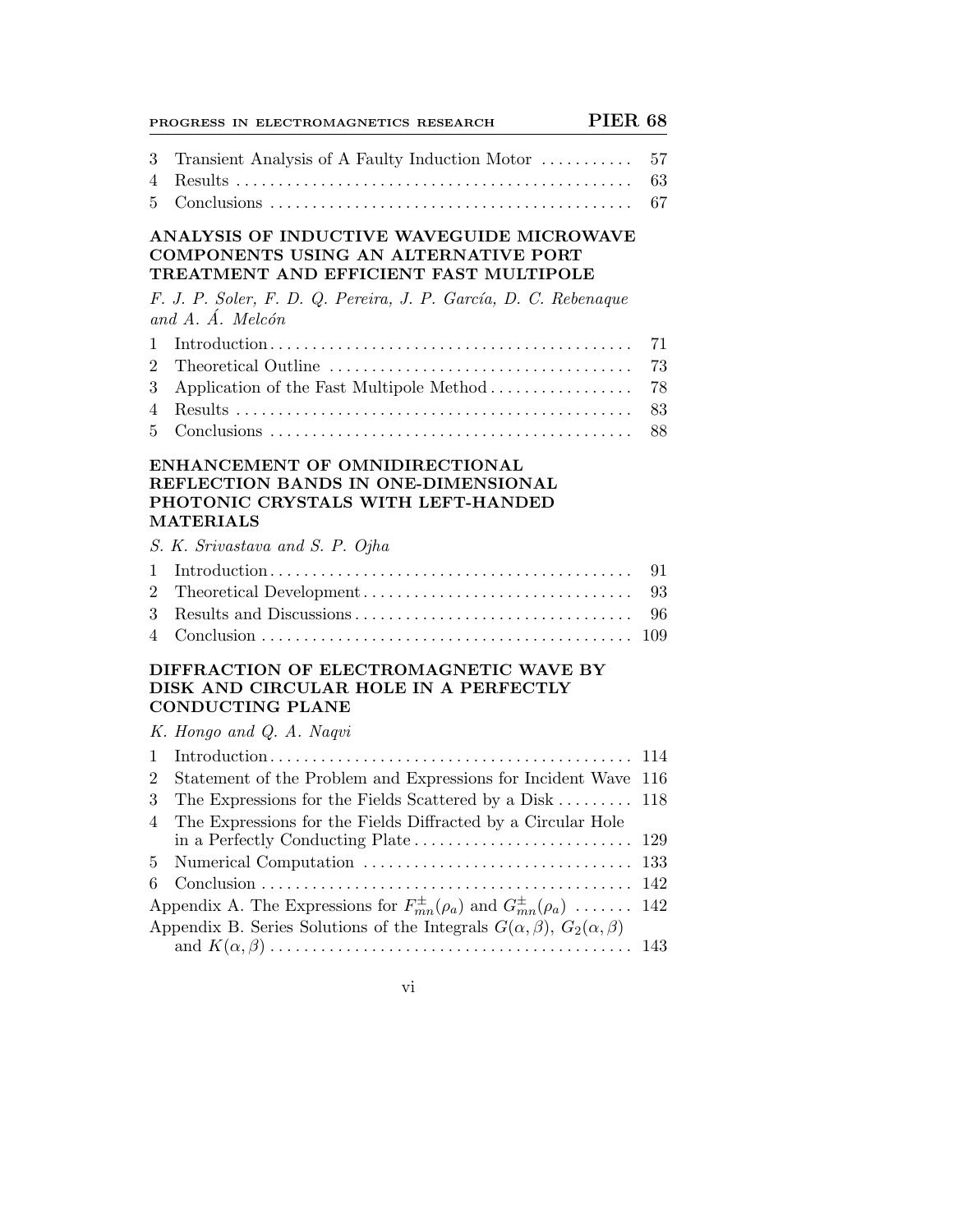| | | |
|---|---|---|
| 3 | Transient Analysis of A Faulty Induction Motor | 57 |
| 4 | Results | 63 |
| 5 | Conclusions | 67 |

## ANALYSIS OF INDUCTIVE WAVEGUIDE MICROWAVE COMPONENTS USING AN ALTERNATIVE PORT TREATMENT AND EFFICIENT FAST MULTIPOLE

*F. J. P. Soler, F. D. Q. Pereira, J. P. García, D. C. Rebenaque and A. Á. Melcón*

| | | |
|---|---|---|
| 1 | Introduction | 71 |
| 2 | Theoretical Outline | 73 |
| 3 | Application of the Fast Multipole Method | 78 |
| 4 | Results | 83 |
| 5 | Conclusions | 88 |

## ENHANCEMENT OF OMNIDIRECTIONAL REFLECTION BANDS IN ONE-DIMENSIONAL PHOTONIC CRYSTALS WITH LEFT-HANDED MATERIALS

*S. K. Srivastava and S. P. Ojha*

| | | |
|---|---|---|
| 1 | Introduction | 91 |
| 2 | Theoretical Development | 93 |
| 3 | Results and Discussions | 96 |
| 4 | Conclusion | 109 |

## DIFFRACTION OF ELECTROMAGNETIC WAVE BY DISK AND CIRCULAR HOLE IN A PERFECTLY CONDUCTING PLANE

*K. Hongo and Q. A. Naqvi*

| | | |
|---|---|---|
| 1 | Introduction | 114 |
| 2 | Statement of the Problem and Expressions for Incident Wave | 116 |
| 3 | The Expressions for the Fields Scattered by a Disk | 118 |
| 4 | The Expressions for the Fields Diffracted by a Circular Hole in a Perfectly Conducting Plate | 129 |
| 5 | Numerical Computation | 133 |
| 6 | Conclusion | 142 |
| | Appendix A. The Expressions for $F^{\pm}_{mn}(\rho_a)$ and $G^{\pm}_{mn}(\rho_a)$ | 142 |
| | Appendix B. Series Solutions of the Integrals $G(\alpha,\beta)$, $G_2(\alpha,\beta)$ and $K(\alpha,\beta)$ | 143 |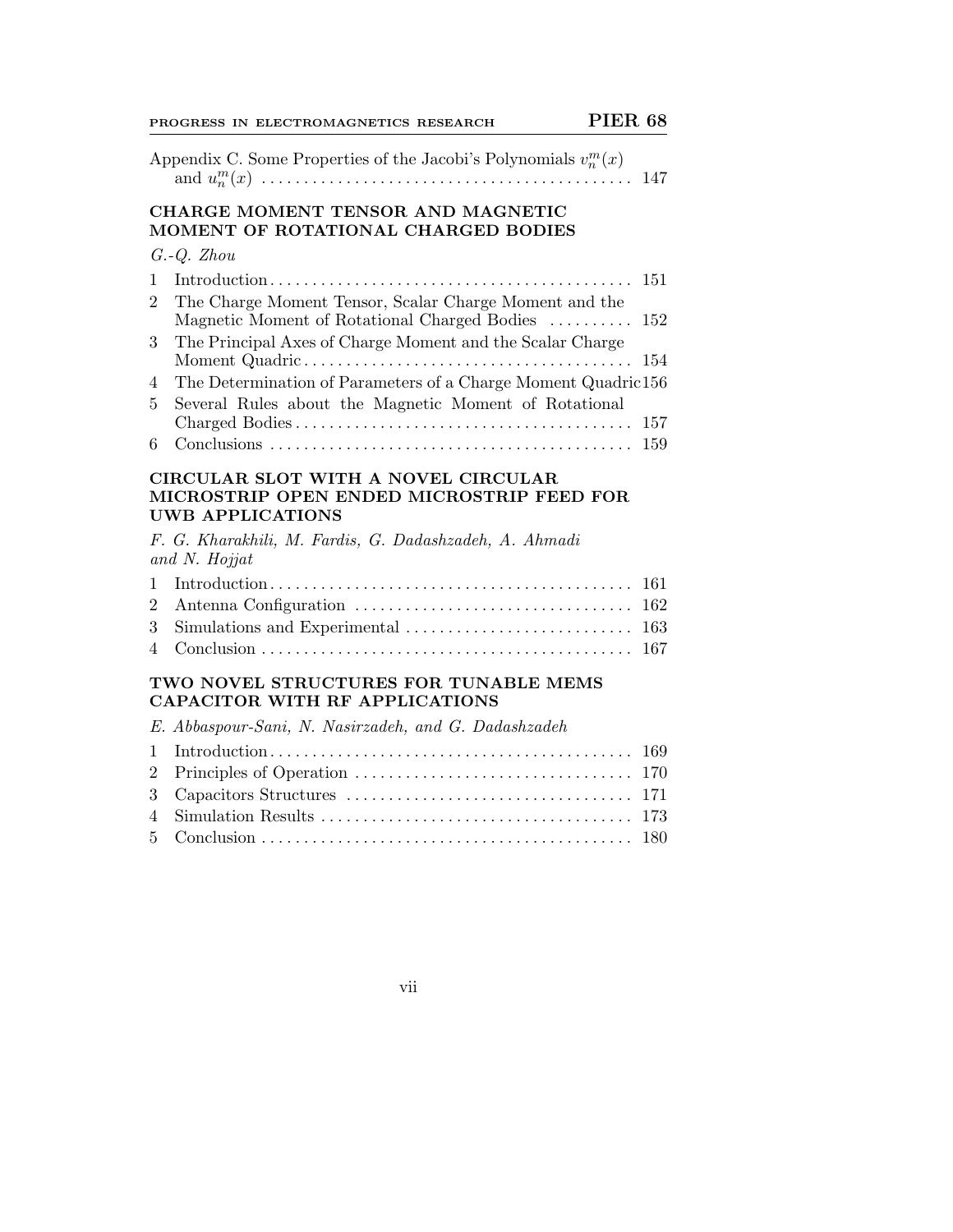Appendix C. Some Properties of the Jacobi's Polynomials $v_n^m(x)$ and $u_n^m(x)$ . . . . . . . . . . . . . . . . . . . . . . . . . . . . . . . . . . . . . . . . 147

## CHARGE MOMENT TENSOR AND MAGNETIC MOMENT OF ROTATIONAL CHARGED BODIES

*G.-Q. Zhou*

1 Introduction . . . . . . . . . . . . . . . . . . . . . . . . . . . . . . . . . . . . . . . . . . . 151
2 The Charge Moment Tensor, Scalar Charge Moment and the Magnetic Moment of Rotational Charged Bodies . . . . . . . . . . 152
3 The Principal Axes of Charge Moment and the Scalar Charge Moment Quadric . . . . . . . . . . . . . . . . . . . . . . . . . . . . . . . . . . . . . . 154
4 The Determination of Parameters of a Charge Moment Quadric 156
5 Several Rules about the Magnetic Moment of Rotational Charged Bodies . . . . . . . . . . . . . . . . . . . . . . . . . . . . . . . . . . . . . . . . 157
6 Conclusions . . . . . . . . . . . . . . . . . . . . . . . . . . . . . . . . . . . . . . . . . . 159

## CIRCULAR SLOT WITH A NOVEL CIRCULAR MICROSTRIP OPEN ENDED MICROSTRIP FEED FOR UWB APPLICATIONS

*F. G. Kharakhili, M. Fardis, G. Dadashzadeh, A. Ahmadi and N. Hojjat*

1 Introduction . . . . . . . . . . . . . . . . . . . . . . . . . . . . . . . . . . . . . . . . . . . 161
2 Antenna Configuration . . . . . . . . . . . . . . . . . . . . . . . . . . . . . . . . . 162
3 Simulations and Experimental . . . . . . . . . . . . . . . . . . . . . . . . . . . 163
4 Conclusion . . . . . . . . . . . . . . . . . . . . . . . . . . . . . . . . . . . . . . . . . . . . 167

## TWO NOVEL STRUCTURES FOR TUNABLE MEMS CAPACITOR WITH RF APPLICATIONS

*E. Abbaspour-Sani, N. Nasirzadeh, and G. Dadashzadeh*

1 Introduction . . . . . . . . . . . . . . . . . . . . . . . . . . . . . . . . . . . . . . . . . . . 169
2 Principles of Operation . . . . . . . . . . . . . . . . . . . . . . . . . . . . . . . . . 170
3 Capacitors Structures . . . . . . . . . . . . . . . . . . . . . . . . . . . . . . . . . . 171
4 Simulation Results . . . . . . . . . . . . . . . . . . . . . . . . . . . . . . . . . . . . . 173
5 Conclusion . . . . . . . . . . . . . . . . . . . . . . . . . . . . . . . . . . . . . . . . . . . . 180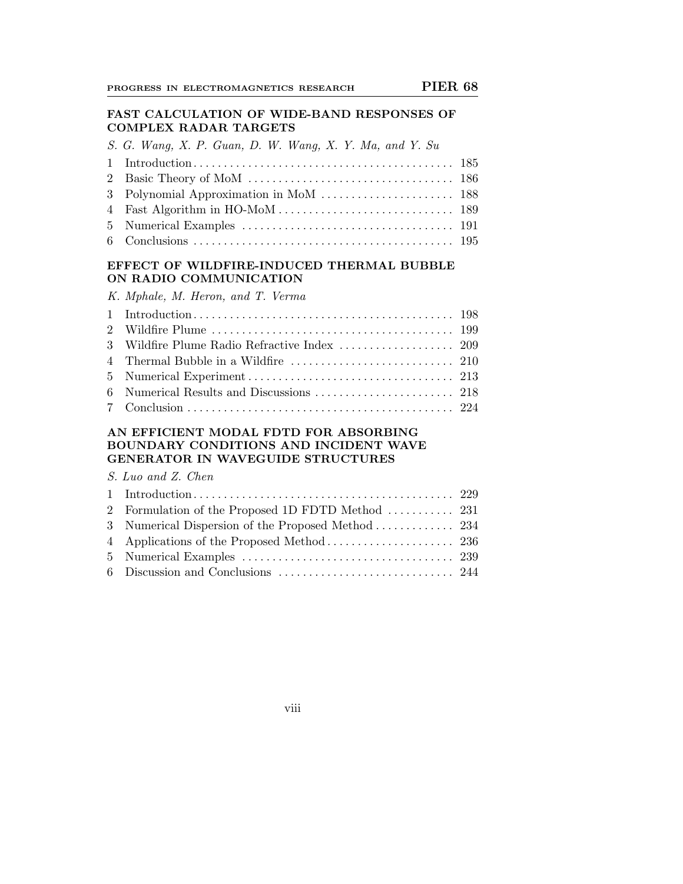## FAST CALCULATION OF WIDE-BAND RESPONSES OF COMPLEX RADAR TARGETS

*S. G. Wang, X. P. Guan, D. W. Wang, X. Y. Ma, and Y. Su*

| | | |
|---|---|---|
| 1 | Introduction | 185 |
| 2 | Basic Theory of MoM | 186 |
| 3 | Polynomial Approximation in MoM | 188 |
| 4 | Fast Algorithm in HO-MoM | 189 |
| 5 | Numerical Examples | 191 |
| 6 | Conclusions | 195 |

## EFFECT OF WILDFIRE-INDUCED THERMAL BUBBLE ON RADIO COMMUNICATION

*K. Mphale, M. Heron, and T. Verma*

| | | |
|---|---|---|
| 1 | Introduction | 198 |
| 2 | Wildfire Plume | 199 |
| 3 | Wildfire Plume Radio Refractive Index | 209 |
| 4 | Thermal Bubble in a Wildfire | 210 |
| 5 | Numerical Experiment | 213 |
| 6 | Numerical Results and Discussions | 218 |
| 7 | Conclusion | 224 |

## AN EFFICIENT MODAL FDTD FOR ABSORBING BOUNDARY CONDITIONS AND INCIDENT WAVE GENERATOR IN WAVEGUIDE STRUCTURES

*S. Luo and Z. Chen*

| | | |
|---|---|---|
| 1 | Introduction | 229 |
| 2 | Formulation of the Proposed 1D FDTD Method | 231 |
| 3 | Numerical Dispersion of the Proposed Method | 234 |
| 4 | Applications of the Proposed Method | 236 |
| 5 | Numerical Examples | 239 |
| 6 | Discussion and Conclusions | 244 |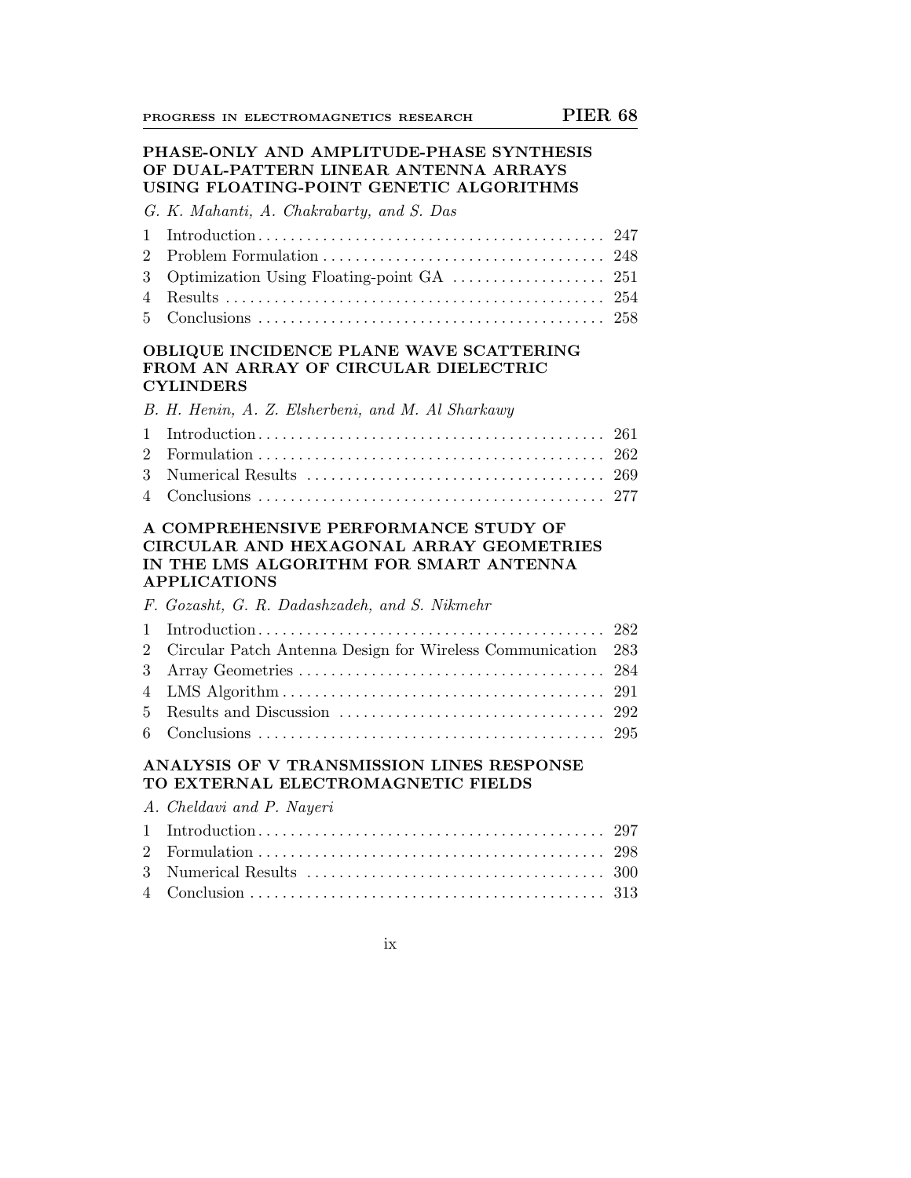**PHASE-ONLY AND AMPLITUDE-PHASE SYNTHESIS OF DUAL-PATTERN LINEAR ANTENNA ARRAYS USING FLOATING-POINT GENETIC ALGORITHMS**

*G. K. Mahanti, A. Chakrabarty, and S. Das*

| | | |
|---|---|---|
| 1 | Introduction | 247 |
| 2 | Problem Formulation | 248 |
| 3 | Optimization Using Floating-point GA | 251 |
| 4 | Results | 254 |
| 5 | Conclusions | 258 |

**OBLIQUE INCIDENCE PLANE WAVE SCATTERING FROM AN ARRAY OF CIRCULAR DIELECTRIC CYLINDERS**

*B. H. Henin, A. Z. Elsherbeni, and M. Al Sharkawy*

| | | |
|---|---|---|
| 1 | Introduction | 261 |
| 2 | Formulation | 262 |
| 3 | Numerical Results | 269 |
| 4 | Conclusions | 277 |

**A COMPREHENSIVE PERFORMANCE STUDY OF CIRCULAR AND HEXAGONAL ARRAY GEOMETRIES IN THE LMS ALGORITHM FOR SMART ANTENNA APPLICATIONS**

*F. Gozasht, G. R. Dadashzadeh, and S. Nikmehr*

| | | |
|---|---|---|
| 1 | Introduction | 282 |
| 2 | Circular Patch Antenna Design for Wireless Communication | 283 |
| 3 | Array Geometries | 284 |
| 4 | LMS Algorithm | 291 |
| 5 | Results and Discussion | 292 |
| 6 | Conclusions | 295 |

**ANALYSIS OF V TRANSMISSION LINES RESPONSE TO EXTERNAL ELECTROMAGNETIC FIELDS**

*A. Cheldavi and P. Nayeri*

| | | |
|---|---|---|
| 1 | Introduction | 297 |
| 2 | Formulation | 298 |
| 3 | Numerical Results | 300 |
| 4 | Conclusion | 313 |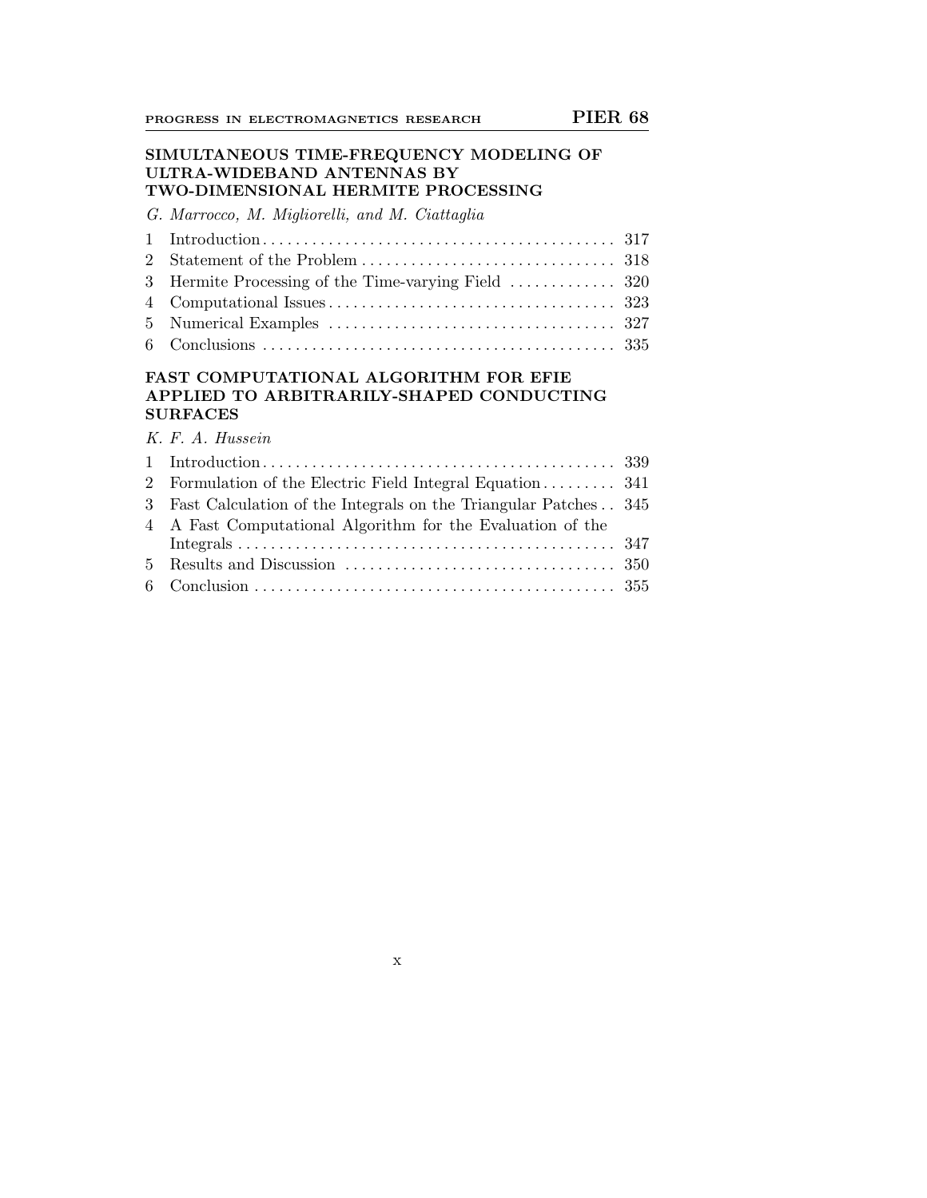## SIMULTANEOUS TIME-FREQUENCY MODELING OF ULTRA-WIDEBAND ANTENNAS BY TWO-DIMENSIONAL HERMITE PROCESSING

*G. Marrocco, M. Migliorelli, and M. Ciattaglia*

| | | |
|---|---|---|
| 1 | Introduction | 317 |
| 2 | Statement of the Problem | 318 |
| 3 | Hermite Processing of the Time-varying Field | 320 |
| 4 | Computational Issues | 323 |
| 5 | Numerical Examples | 327 |
| 6 | Conclusions | 335 |

## FAST COMPUTATIONAL ALGORITHM FOR EFIE APPLIED TO ARBITRARILY-SHAPED CONDUCTING SURFACES

*K. F. A. Hussein*

| | | |
|---|---|---|
| 1 | Introduction | 339 |
| 2 | Formulation of the Electric Field Integral Equation | 341 |
| 3 | Fast Calculation of the Integrals on the Triangular Patches | 345 |
| 4 | A Fast Computational Algorithm for the Evaluation of the Integrals | 347 |
| 5 | Results and Discussion | 350 |
| 6 | Conclusion | 355 |